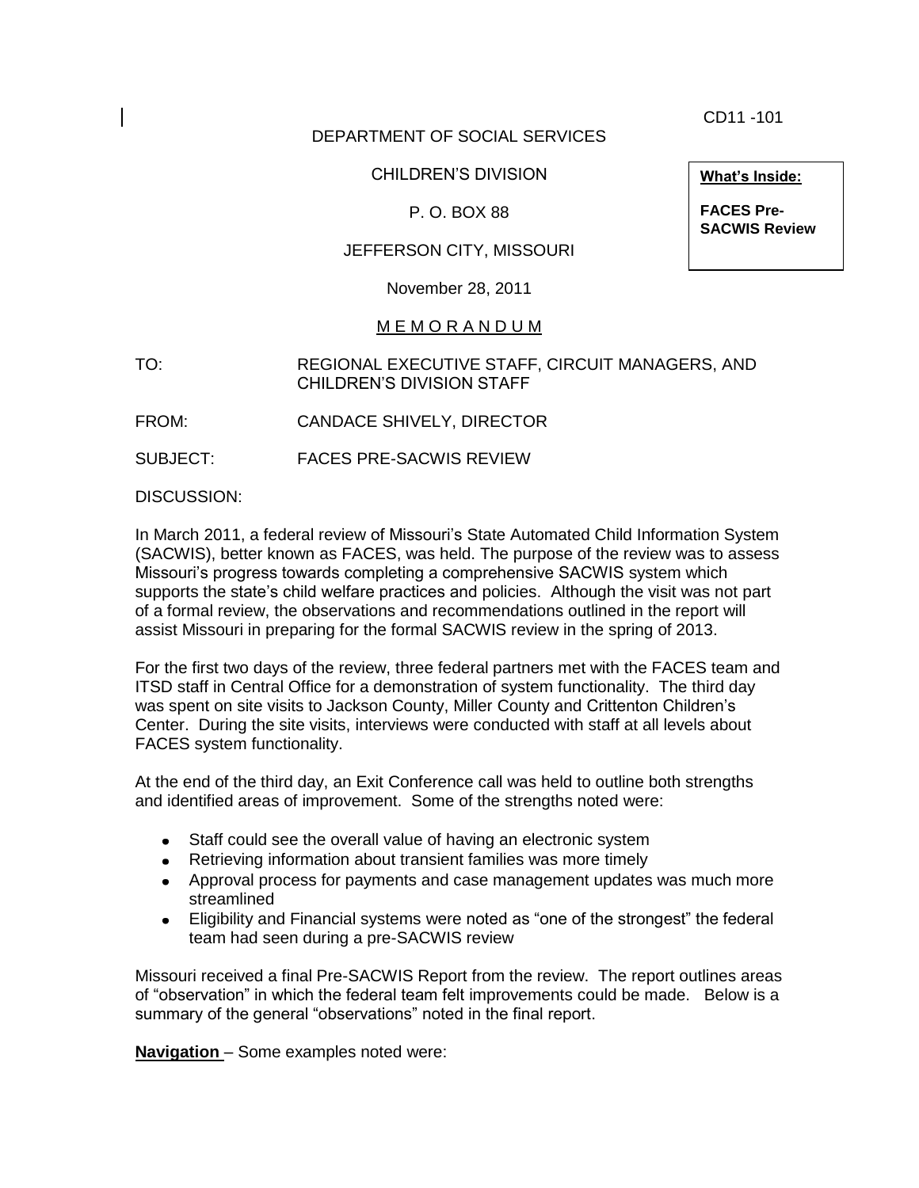CD11 -101

DEPARTMENT OF SOCIAL SERVICES

CHILDREN'S DIVISION

P. O. BOX 88

JEFFERSON CITY, MISSOURI

November 28, 2011

**What's Inside:**

**FACES Pre-SACWIS Review**

M E M O R A N D U M

TO: REGIONAL EXECUTIVE STAFF, CIRCUIT MANAGERS, AND CHILDREN'S DIVISION STAFF

FROM: CANDACE SHIVELY, DIRECTOR

SUBJECT: FACES PRE-SACWIS REVIEW

DISCUSSION:

In March 2011, a federal review of Missouri's State Automated Child Information System (SACWIS), better known as FACES, was held. The purpose of the review was to assess Missouri's progress towards completing a comprehensive SACWIS system which supports the state's child welfare practices and policies. Although the visit was not part of a formal review, the observations and recommendations outlined in the report will assist Missouri in preparing for the formal SACWIS review in the spring of 2013.

For the first two days of the review, three federal partners met with the FACES team and ITSD staff in Central Office for a demonstration of system functionality. The third day was spent on site visits to Jackson County, Miller County and Crittenton Children's Center. During the site visits, interviews were conducted with staff at all levels about FACES system functionality.

At the end of the third day, an Exit Conference call was held to outline both strengths and identified areas of improvement. Some of the strengths noted were:

- Staff could see the overall value of having an electronic system
- Retrieving information about transient families was more timely
- Approval process for payments and case management updates was much more streamlined
- Eligibility and Financial systems were noted as "one of the strongest" the federal team had seen during a pre-SACWIS review

Missouri received a final Pre-SACWIS Report from the review. The report outlines areas of "observation" in which the federal team felt improvements could be made. Below is a summary of the general "observations" noted in the final report.

**Navigation** – Some examples noted were: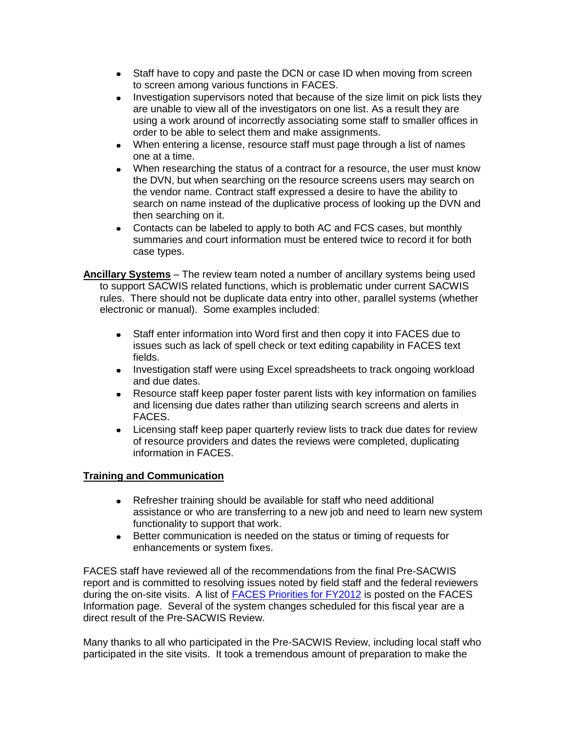- Staff have to copy and paste the DCN or case ID when moving from screen to screen among various functions in FACES.
- Investigation supervisors noted that because of the size limit on pick lists they are unable to view all of the investigators on one list. As a result they are using a work around of incorrectly associating some staff to smaller offices in order to be able to select them and make assignments.
- When entering a license, resource staff must page through a list of names one at a time.
- When researching the status of a contract for a resource, the user must know the DVN, but when searching on the resource screens users may search on the vendor name. Contract staff expressed a desire to have the ability to search on name instead of the duplicative process of looking up the DVN and then searching on it.
- Contacts can be labeled to apply to both AC and FCS cases, but monthly summaries and court information must be entered twice to record it for both case types.

**<u>Ancillary Systems</u>** – The review team noted a number of ancillary systems being used to support SACWIS related functions, which is problematic under current SACWIS rules. There should not be duplicate data entry into other, parallel systems (whether electronic or manual). Some examples included:

- Staff enter information into Word first and then copy it into FACES due to issues such as lack of spell check or text editing capability in FACES text fields.
- Investigation staff were using Excel spreadsheets to track ongoing workload and due dates.
- Resource staff keep paper foster parent lists with key information on families and licensing due dates rather than utilizing search screens and alerts in FACES.
- Licensing staff keep paper quarterly review lists to track due dates for review of resource providers and dates the reviews were completed, duplicating information in FACES.

**<u>Training and Communication</u>**

- Refresher training should be available for staff who need additional assistance or who are transferring to a new job and need to learn new system functionality to support that work.
- Better communication is needed on the status or timing of requests for enhancements or system fixes.

FACES staff have reviewed all of the recommendations from the final Pre-SACWIS report and is committed to resolving issues noted by field staff and the federal reviewers during the on-site visits. A list of [FACES Priorities for FY2012]() is posted on the FACES Information page. Several of the system changes scheduled for this fiscal year are a direct result of the Pre-SACWIS Review.

Many thanks to all who participated in the Pre-SACWIS Review, including local staff who participated in the site visits. It took a tremendous amount of preparation to make the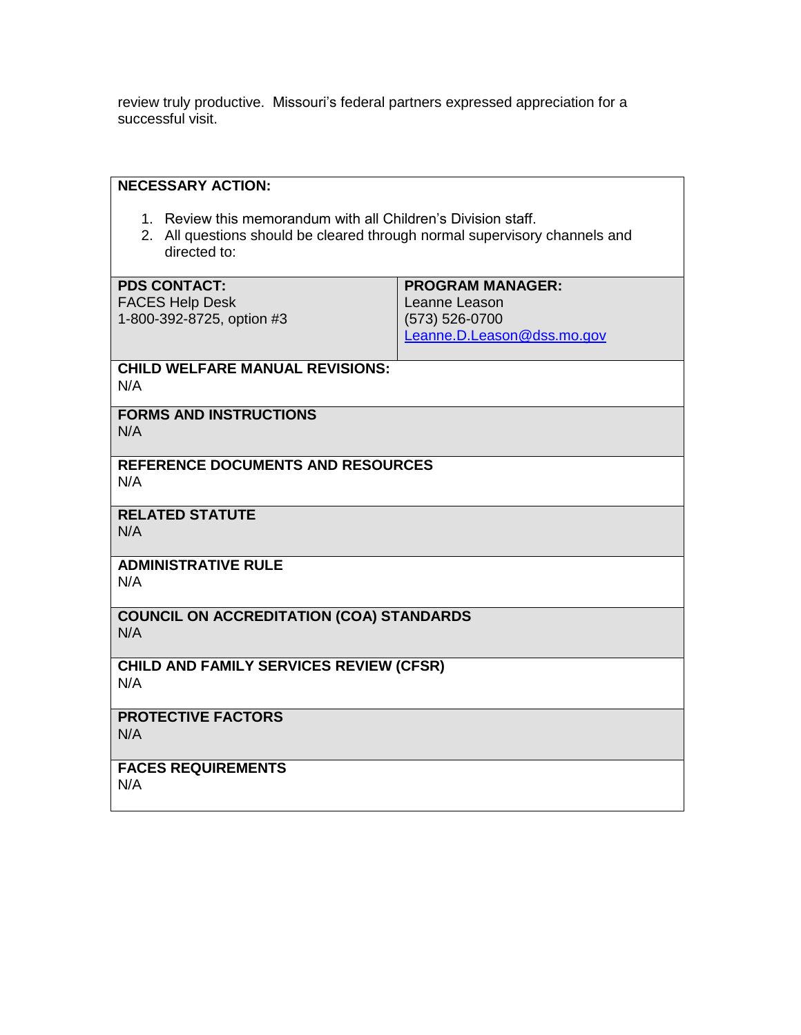review truly productive. Missouri's federal partners expressed appreciation for a successful visit.

**NECESSARY ACTION:**

1. Review this memorandum with all Children's Division staff.
2. All questions should be cleared through normal supervisory channels and directed to:

| **PDS CONTACT:** | **PROGRAM MANAGER:** |
|---|---|
| FACES Help Desk<br>1-800-392-8725, option #3 | Leanne Leason<br>(573) 526-0700<br>Leanne.D.Leason@dss.mo.gov |

**CHILD WELFARE MANUAL REVISIONS:**
N/A

**FORMS AND INSTRUCTIONS**
N/A

**REFERENCE DOCUMENTS AND RESOURCES**
N/A

**RELATED STATUTE**
N/A

**ADMINISTRATIVE RULE**
N/A

**COUNCIL ON ACCREDITATION (COA) STANDARDS**
N/A

**CHILD AND FAMILY SERVICES REVIEW (CFSR)**
N/A

**PROTECTIVE FACTORS**
N/A

**FACES REQUIREMENTS**
N/A